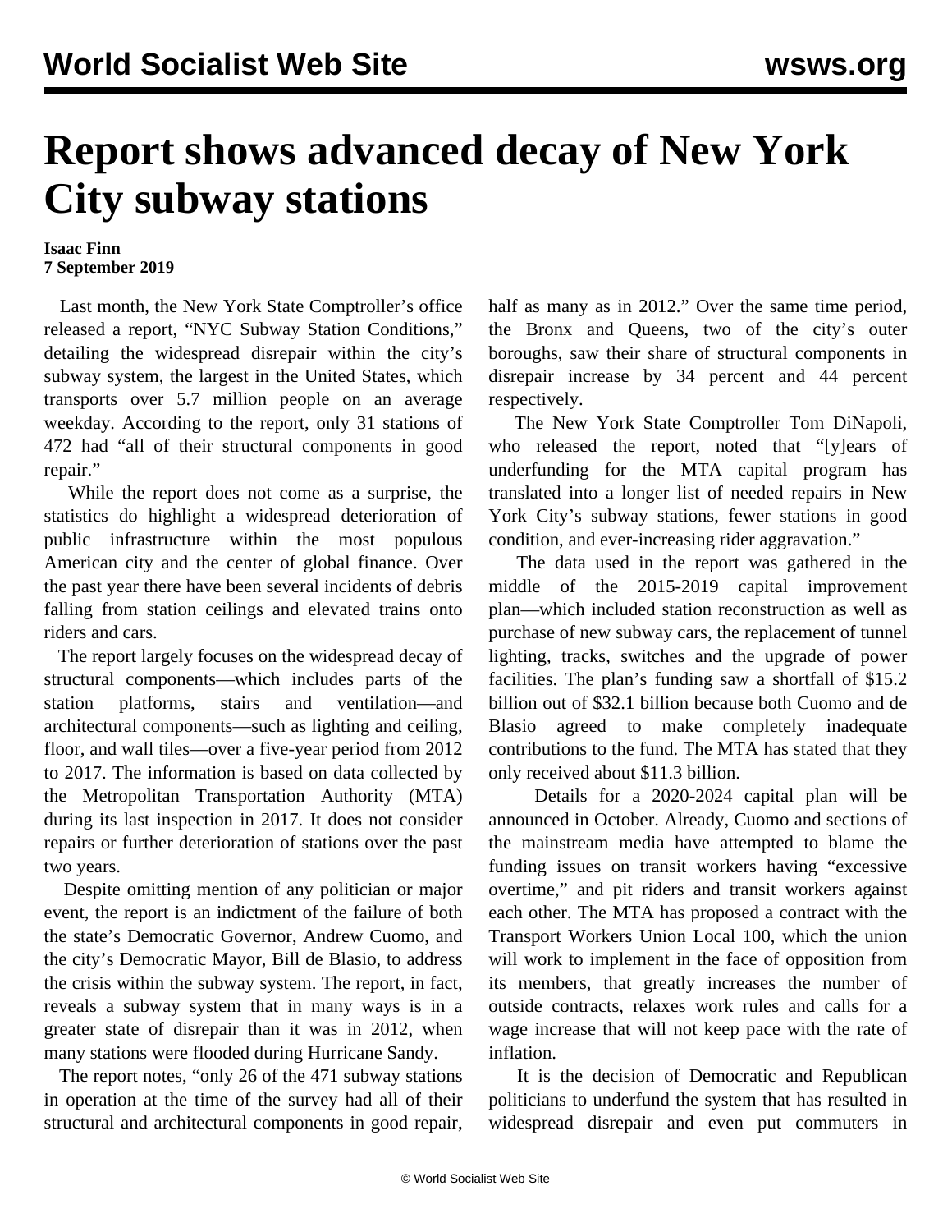# Report shows advanced decay of New York City subway stations

**Isaac Finn**
**7 September 2019**

Last month, the New York State Comptroller's office released a report, "NYC Subway Station Conditions," detailing the widespread disrepair within the city's subway system, the largest in the United States, which transports over 5.7 million people on an average weekday. According to the report, only 31 stations of 472 had "all of their structural components in good repair."

While the report does not come as a surprise, the statistics do highlight a widespread deterioration of public infrastructure within the most populous American city and the center of global finance. Over the past year there have been several incidents of debris falling from station ceilings and elevated trains onto riders and cars.

The report largely focuses on the widespread decay of structural components—which includes parts of the station platforms, stairs and ventilation—and architectural components—such as lighting and ceiling, floor, and wall tiles—over a five-year period from 2012 to 2017. The information is based on data collected by the Metropolitan Transportation Authority (MTA) during its last inspection in 2017. It does not consider repairs or further deterioration of stations over the past two years.

Despite omitting mention of any politician or major event, the report is an indictment of the failure of both the state's Democratic Governor, Andrew Cuomo, and the city's Democratic Mayor, Bill de Blasio, to address the crisis within the subway system. The report, in fact, reveals a subway system that in many ways is in a greater state of disrepair than it was in 2012, when many stations were flooded during Hurricane Sandy.

The report notes, "only 26 of the 471 subway stations in operation at the time of the survey had all of their structural and architectural components in good repair, half as many as in 2012." Over the same time period, the Bronx and Queens, two of the city's outer boroughs, saw their share of structural components in disrepair increase by 34 percent and 44 percent respectively.

The New York State Comptroller Tom DiNapoli, who released the report, noted that "[y]ears of underfunding for the MTA capital program has translated into a longer list of needed repairs in New York City's subway stations, fewer stations in good condition, and ever-increasing rider aggravation."

The data used in the report was gathered in the middle of the 2015-2019 capital improvement plan—which included station reconstruction as well as purchase of new subway cars, the replacement of tunnel lighting, tracks, switches and the upgrade of power facilities. The plan's funding saw a shortfall of $15.2 billion out of $32.1 billion because both Cuomo and de Blasio agreed to make completely inadequate contributions to the fund. The MTA has stated that they only received about $11.3 billion.

Details for a 2020-2024 capital plan will be announced in October. Already, Cuomo and sections of the mainstream media have attempted to blame the funding issues on transit workers having "excessive overtime," and pit riders and transit workers against each other. The MTA has proposed a contract with the Transport Workers Union Local 100, which the union will work to implement in the face of opposition from its members, that greatly increases the number of outside contracts, relaxes work rules and calls for a wage increase that will not keep pace with the rate of inflation.

It is the decision of Democratic and Republican politicians to underfund the system that has resulted in widespread disrepair and even put commuters in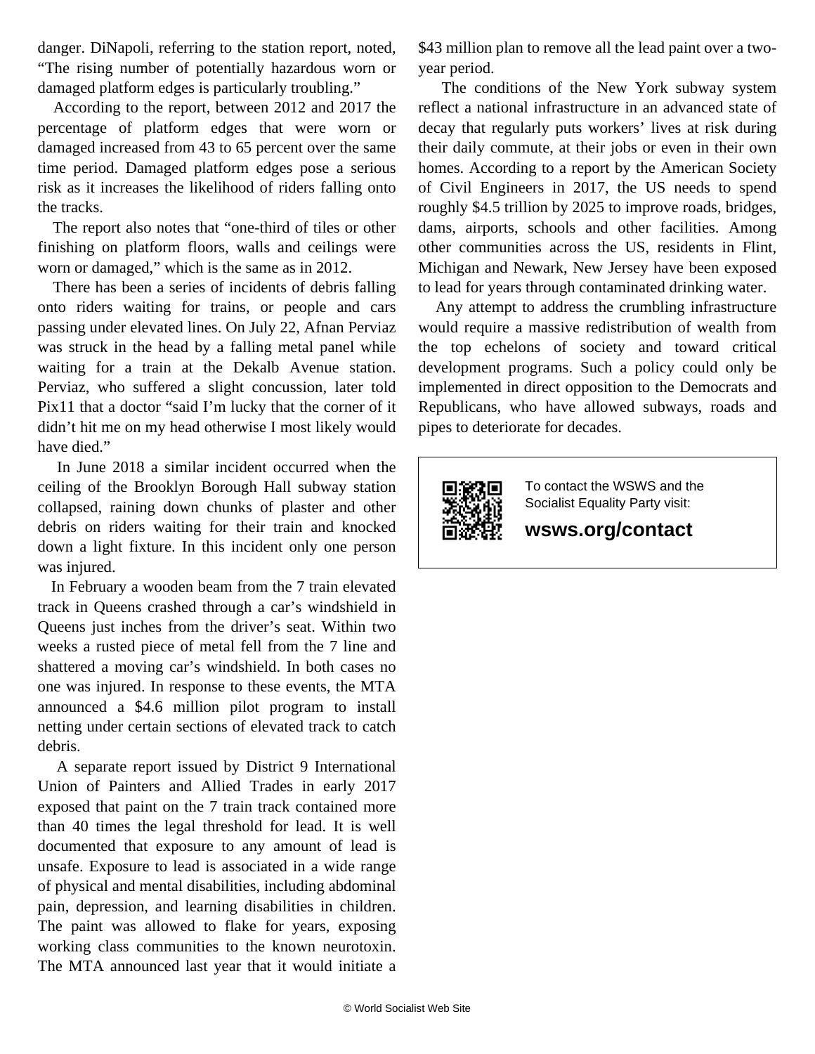danger. DiNapoli, referring to the station report, noted, "The rising number of potentially hazardous worn or damaged platform edges is particularly troubling."

According to the report, between 2012 and 2017 the percentage of platform edges that were worn or damaged increased from 43 to 65 percent over the same time period. Damaged platform edges pose a serious risk as it increases the likelihood of riders falling onto the tracks.

The report also notes that "one-third of tiles or other finishing on platform floors, walls and ceilings were worn or damaged," which is the same as in 2012.

There has been a series of incidents of debris falling onto riders waiting for trains, or people and cars passing under elevated lines. On July 22, Afnan Perviaz was struck in the head by a falling metal panel while waiting for a train at the Dekalb Avenue station. Perviaz, who suffered a slight concussion, later told Pix11 that a doctor "said I'm lucky that the corner of it didn't hit me on my head otherwise I most likely would have died."

In June 2018 a similar incident occurred when the ceiling of the Brooklyn Borough Hall subway station collapsed, raining down chunks of plaster and other debris on riders waiting for their train and knocked down a light fixture. In this incident only one person was injured.

In February a wooden beam from the 7 train elevated track in Queens crashed through a car's windshield in Queens just inches from the driver's seat. Within two weeks a rusted piece of metal fell from the 7 line and shattered a moving car's windshield. In both cases no one was injured. In response to these events, the MTA announced a $4.6 million pilot program to install netting under certain sections of elevated track to catch debris.

A separate report issued by District 9 International Union of Painters and Allied Trades in early 2017 exposed that paint on the 7 train track contained more than 40 times the legal threshold for lead. It is well documented that exposure to any amount of lead is unsafe. Exposure to lead is associated in a wide range of physical and mental disabilities, including abdominal pain, depression, and learning disabilities in children. The paint was allowed to flake for years, exposing working class communities to the known neurotoxin. The MTA announced last year that it would initiate a $43 million plan to remove all the lead paint over a two-year period.

The conditions of the New York subway system reflect a national infrastructure in an advanced state of decay that regularly puts workers' lives at risk during their daily commute, at their jobs or even in their own homes. According to a report by the American Society of Civil Engineers in 2017, the US needs to spend roughly $4.5 trillion by 2025 to improve roads, bridges, dams, airports, schools and other facilities. Among other communities across the US, residents in Flint, Michigan and Newark, New Jersey have been exposed to lead for years through contaminated drinking water.

Any attempt to address the crumbling infrastructure would require a massive redistribution of wealth from the top echelons of society and toward critical development programs. Such a policy could only be implemented in direct opposition to the Democrats and Republicans, who have allowed subways, roads and pipes to deteriorate for decades.

To contact the WSWS and the Socialist Equality Party visit:

**wsws.org/contact**